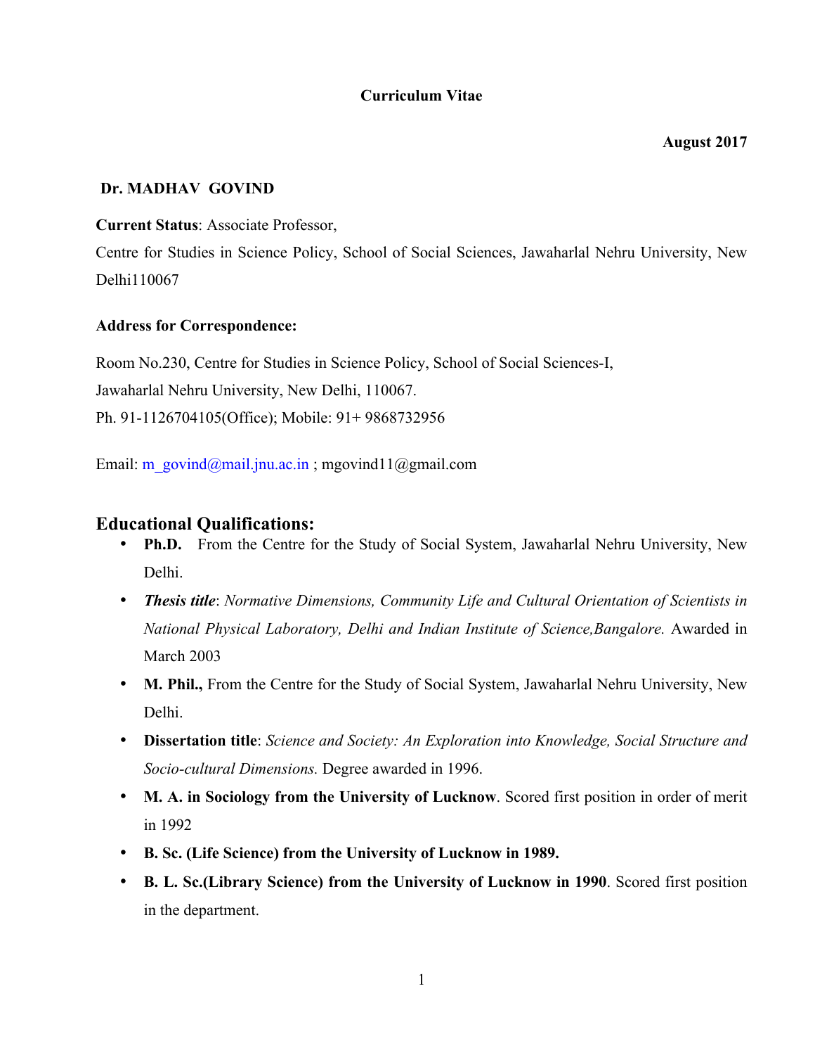# Curriculum Vitae

**August 2017**

**Dr. MADHAV GOVIND**

**Current Status**: Associate Professor,

Centre for Studies in Science Policy, School of Social Sciences, Jawaharlal Nehru University, New Delhi110067

**Address for Correspondence:**

Room No.230, Centre for Studies in Science Policy, School of Social Sciences-I,
Jawaharlal Nehru University, New Delhi, 110067.
Ph. 91-1126704105(Office); Mobile: 91+ 9868732956

Email: m_govind@mail.jnu.ac.in ; mgovind11@gmail.com

## Educational Qualifications:

- **Ph.D.** From the Centre for the Study of Social System, Jawaharlal Nehru University, New Delhi.
- ***Thesis title***: *Normative Dimensions, Community Life and Cultural Orientation of Scientists in National Physical Laboratory, Delhi and Indian Institute of Science,Bangalore.* Awarded in March 2003
- **M. Phil.,** From the Centre for the Study of Social System, Jawaharlal Nehru University, New Delhi.
- **Dissertation title**: *Science and Society: An Exploration into Knowledge, Social Structure and Socio-cultural Dimensions.* Degree awarded in 1996.
- **M. A. in Sociology from the University of Lucknow**. Scored first position in order of merit in 1992
- **B. Sc. (Life Science) from the University of Lucknow in 1989.**
- **B. L. Sc.(Library Science) from the University of Lucknow in 1990**. Scored first position in the department.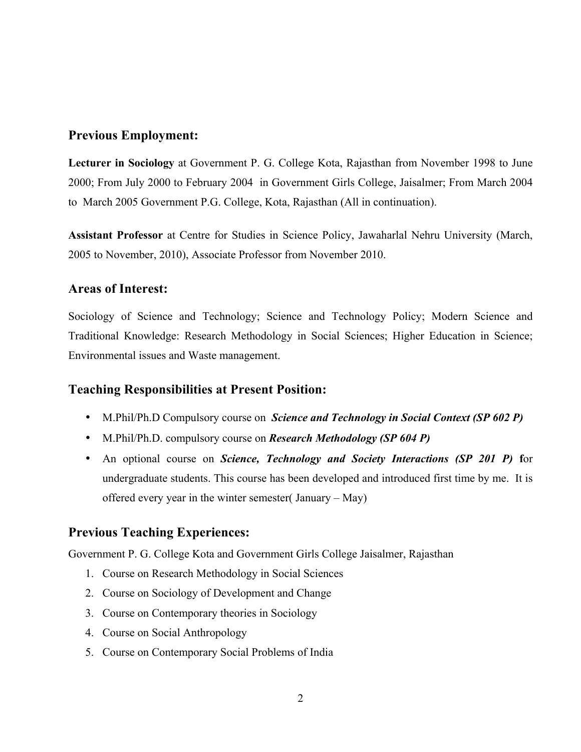## Previous Employment:

**Lecturer in Sociology** at Government P. G. College Kota, Rajasthan from November 1998 to June 2000; From July 2000 to February 2004 in Government Girls College, Jaisalmer; From March 2004 to March 2005 Government P.G. College, Kota, Rajasthan (All in continuation).

**Assistant Professor** at Centre for Studies in Science Policy, Jawaharlal Nehru University (March, 2005 to November, 2010), Associate Professor from November 2010.

## Areas of Interest:

Sociology of Science and Technology; Science and Technology Policy; Modern Science and Traditional Knowledge: Research Methodology in Social Sciences; Higher Education in Science; Environmental issues and Waste management.

## Teaching Responsibilities at Present Position:

- M.Phil/Ph.D Compulsory course on ***Science and Technology in Social Context (SP 602 P)***
- M.Phil/Ph.D. compulsory course on ***Research Methodology (SP 604 P)***
- An optional course on ***Science, Technology and Society Interactions (SP 201 P)*** **f**or undergraduate students. This course has been developed and introduced first time by me. It is offered every year in the winter semester( January – May)

## Previous Teaching Experiences:

Government P. G. College Kota and Government Girls College Jaisalmer, Rajasthan

1. Course on Research Methodology in Social Sciences
2. Course on Sociology of Development and Change
3. Course on Contemporary theories in Sociology
4. Course on Social Anthropology
5. Course on Contemporary Social Problems of India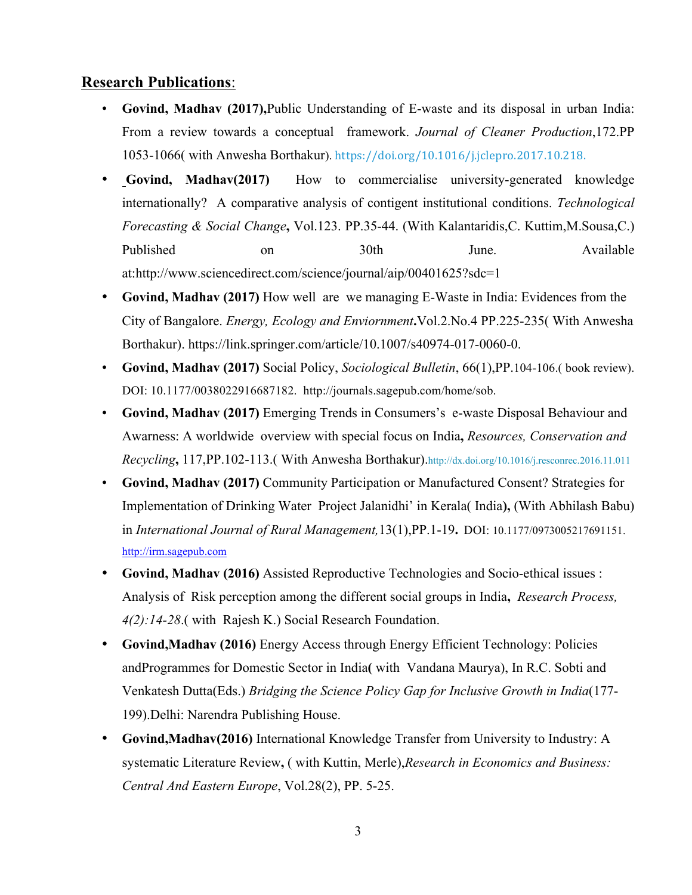## Research Publications:

- **Govind, Madhav (2017),**Public Understanding of E-waste and its disposal in urban India: From a review towards a conceptual framework. *Journal of Cleaner Production*,172.PP 1053-1066( with Anwesha Borthakur). https://doi.org/10.1016/j.jclepro.2017.10.218.
- **Govind, Madhav(2017)** How to commercialise university-generated knowledge internationally? A comparative analysis of contigent institutional conditions. *Technological Forecasting & Social Change***,** Vol.123. PP.35-44. (With Kalantaridis,C. Kuttim,M.Sousa,C.) Published on 30th June. Available at:http://www.sciencedirect.com/science/journal/aip/00401625?sdc=1
- **Govind, Madhav (2017)** How well are we managing E-Waste in India: Evidences from the City of Bangalore. *Energy, Ecology and Enviornment***.**Vol.2.No.4 PP.225-235( With Anwesha Borthakur). https://link.springer.com/article/10.1007/s40974-017-0060-0.
- **Govind, Madhav (2017)** Social Policy, *Sociological Bulletin*, 66(1),PP.104-106.( book review). DOI: 10.1177/0038022916687182. http://journals.sagepub.com/home/sob.
- **Govind, Madhav (2017)** Emerging Trends in Consumers's e-waste Disposal Behaviour and Awarness: A worldwide overview with special focus on India**,** *Resources, Conservation and Recycling***,** 117,PP.102-113.( With Anwesha Borthakur).http://dx.doi.org/10.1016/j.resconrec.2016.11.011
- **Govind, Madhav (2017)** Community Participation or Manufactured Consent? Strategies for Implementation of Drinking Water Project Jalanidhi' in Kerala( India**),** (With Abhilash Babu) in *International Journal of Rural Management,*13(1),PP.1-19**.** DOI: 10.1177/0973005217691151. http://irm.sagepub.com
- **Govind, Madhav (2016)** Assisted Reproductive Technologies and Socio-ethical issues : Analysis of Risk perception among the different social groups in India**,** *Research Process, 4(2):14-28*.( with Rajesh K.) Social Research Foundation.
- **Govind,Madhav (2016)** Energy Access through Energy Efficient Technology: Policies andProgrammes for Domestic Sector in India**(** with Vandana Maurya), In R.C. Sobti and Venkatesh Dutta(Eds.) *Bridging the Science Policy Gap for Inclusive Growth in India*(177-199).Delhi: Narendra Publishing House.
- **Govind,Madhav(2016)** International Knowledge Transfer from University to Industry: A systematic Literature Review**,** ( with Kuttin, Merle),*Research in Economics and Business: Central And Eastern Europe*, Vol.28(2), PP. 5-25.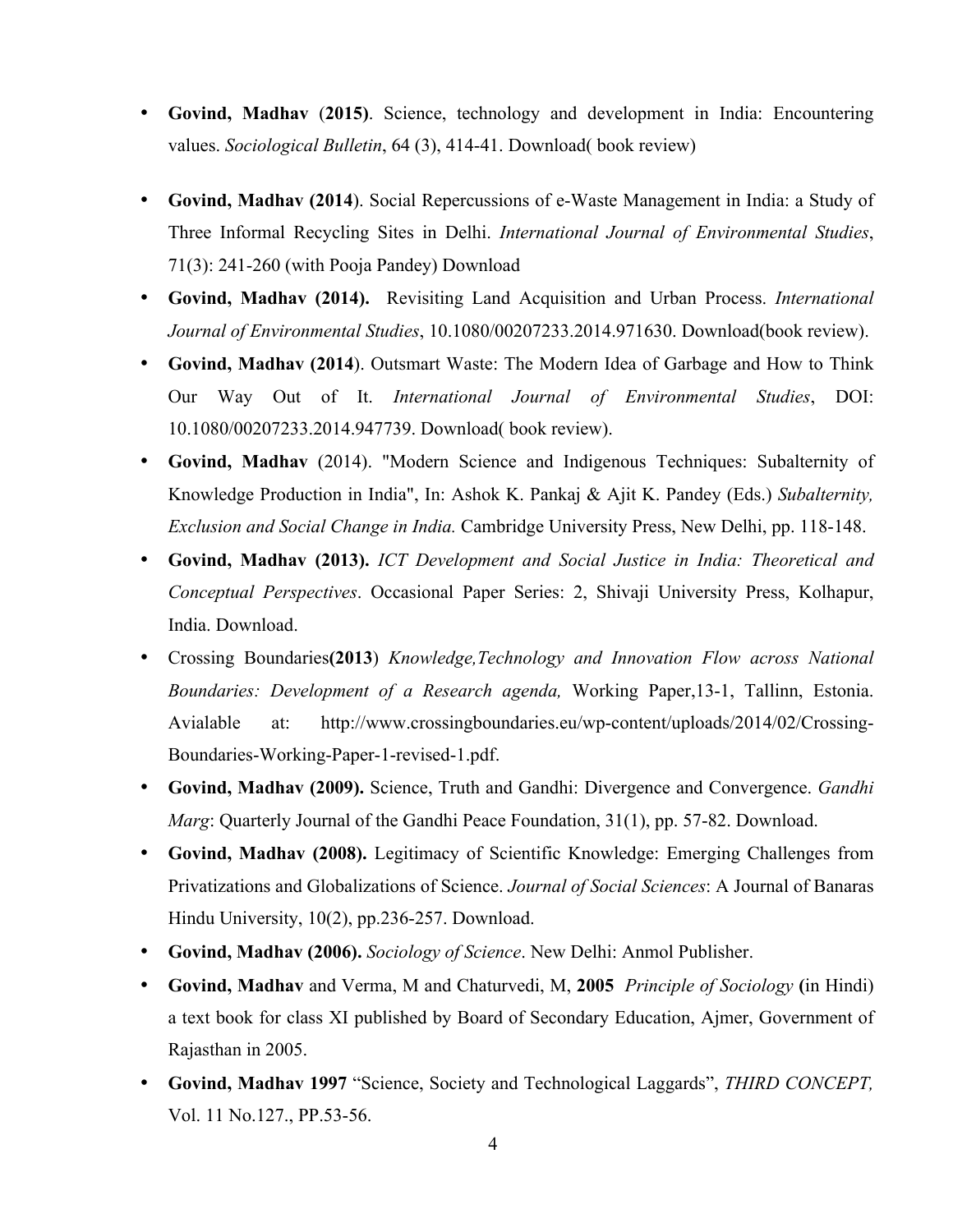- **Govind, Madhav** (**2015**). Science, technology and development in India: Encountering values. *Sociological Bulletin*, 64 (3), 414-41. Download( book review)

- **Govind, Madhav (2014**). Social Repercussions of e-Waste Management in India: a Study of Three Informal Recycling Sites in Delhi. *International Journal of Environmental Studies*, 71(3): 241-260 (with Pooja Pandey) Download
- **Govind, Madhav (2014).** Revisiting Land Acquisition and Urban Process. *International Journal of Environmental Studies*, 10.1080/00207233.2014.971630. Download(book review).
- **Govind, Madhav (2014**). Outsmart Waste: The Modern Idea of Garbage and How to Think Our Way Out of It. *International Journal of Environmental Studies*, DOI: 10.1080/00207233.2014.947739. Download( book review).
- **Govind, Madhav** (2014). "Modern Science and Indigenous Techniques: Subalternity of Knowledge Production in India", In: Ashok K. Pankaj & Ajit K. Pandey (Eds.) *Subalternity, Exclusion and Social Change in India.* Cambridge University Press, New Delhi, pp. 118-148.
- **Govind, Madhav (2013).** *ICT Development and Social Justice in India: Theoretical and Conceptual Perspectives*. Occasional Paper Series: 2, Shivaji University Press, Kolhapur, India. Download.
- Crossing Boundaries**(2013**) *Knowledge,Technology and Innovation Flow across National Boundaries: Development of a Research agenda,* Working Paper,13-1, Tallinn, Estonia. Avialable at: http://www.crossingboundaries.eu/wp-content/uploads/2014/02/Crossing-Boundaries-Working-Paper-1-revised-1.pdf.
- **Govind, Madhav (2009).** Science, Truth and Gandhi: Divergence and Convergence. *Gandhi Marg*: Quarterly Journal of the Gandhi Peace Foundation, 31(1), pp. 57-82. Download.
- **Govind, Madhav (2008).** Legitimacy of Scientific Knowledge: Emerging Challenges from Privatizations and Globalizations of Science. *Journal of Social Sciences*: A Journal of Banaras Hindu University, 10(2), pp.236-257. Download.
- **Govind, Madhav (2006).** *Sociology of Science*. New Delhi: Anmol Publisher.
- **Govind, Madhav** and Verma, M and Chaturvedi, M, **2005** *Principle of Sociology* **(**in Hindi) a text book for class XI published by Board of Secondary Education, Ajmer, Government of Rajasthan in 2005.
- **Govind, Madhav 1997** "Science, Society and Technological Laggards", *THIRD CONCEPT,* Vol. 11 No.127., PP.53-56.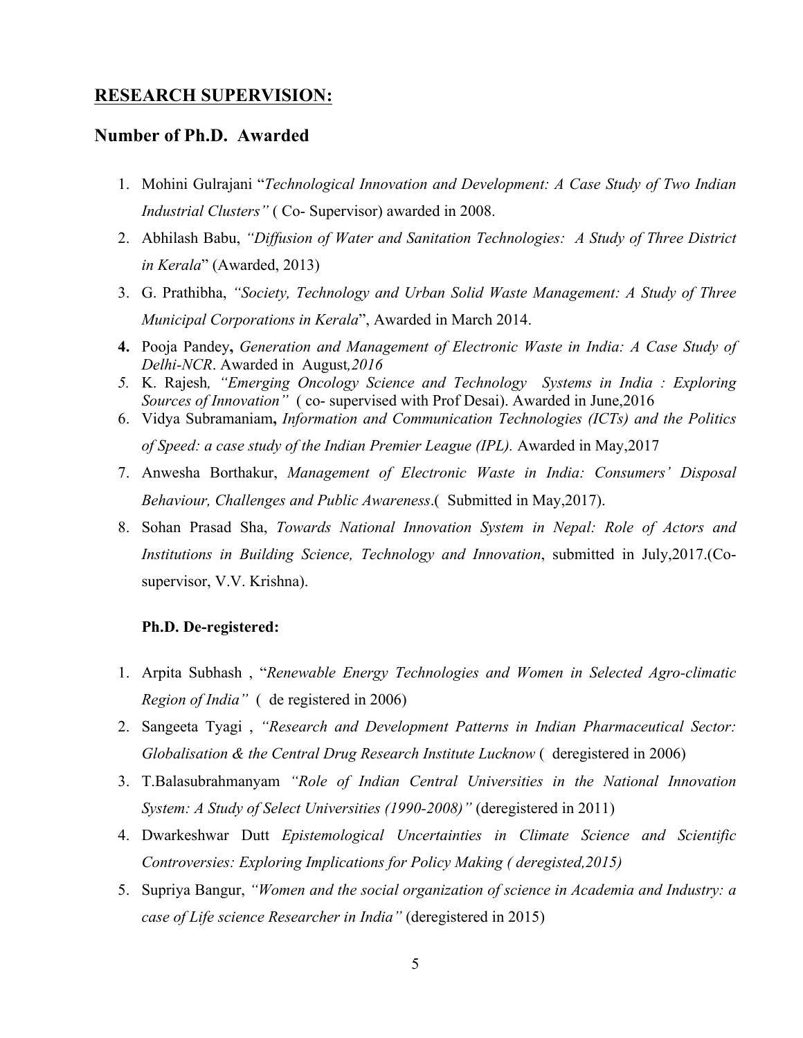## RESEARCH SUPERVISION:

### Number of Ph.D. Awarded

1. Mohini Gulrajani "*Technological Innovation and Development: A Case Study of Two Indian Industrial Clusters"* ( Co- Supervisor) awarded in 2008.
2. Abhilash Babu, *"Diffusion of Water and Sanitation Technologies: A Study of Three District in Kerala*" (Awarded, 2013)
3. G. Prathibha, *"Society, Technology and Urban Solid Waste Management: A Study of Three Municipal Corporations in Kerala*", Awarded in March 2014.
4. Pooja Pandey**,** *Generation and Management of Electronic Waste in India: A Case Study of Delhi-NCR*. Awarded in August*,2016*
5. K. Rajesh*, "Emerging Oncology Science and Technology Systems in India : Exploring Sources of Innovation"* ( co- supervised with Prof Desai). Awarded in June,2016
6. Vidya Subramaniam**,** *Information and Communication Technologies (ICTs) and the Politics of Speed: a case study of the Indian Premier League (IPL).* Awarded in May,2017
7. Anwesha Borthakur, *Management of Electronic Waste in India: Consumers' Disposal Behaviour, Challenges and Public Awareness*.( Submitted in May,2017).
8. Sohan Prasad Sha, *Towards National Innovation System in Nepal: Role of Actors and Institutions in Building Science, Technology and Innovation*, submitted in July,2017.(Co-supervisor, V.V. Krishna).

**Ph.D. De-registered:**

1. Arpita Subhash , "*Renewable Energy Technologies and Women in Selected Agro-climatic Region of India"* ( de registered in 2006)
2. Sangeeta Tyagi , *"Research and Development Patterns in Indian Pharmaceutical Sector: Globalisation & the Central Drug Research Institute Lucknow* ( deregistered in 2006)
3. T.Balasubrahmanyam *"Role of Indian Central Universities in the National Innovation System: A Study of Select Universities (1990-2008)"* (deregistered in 2011)
4. Dwarkeshwar Dutt *Epistemological Uncertainties in Climate Science and Scientific Controversies: Exploring Implications for Policy Making ( deregisted,2015)*
5. Supriya Bangur, *"Women and the social organization of science in Academia and Industry: a case of Life science Researcher in India"* (deregistered in 2015)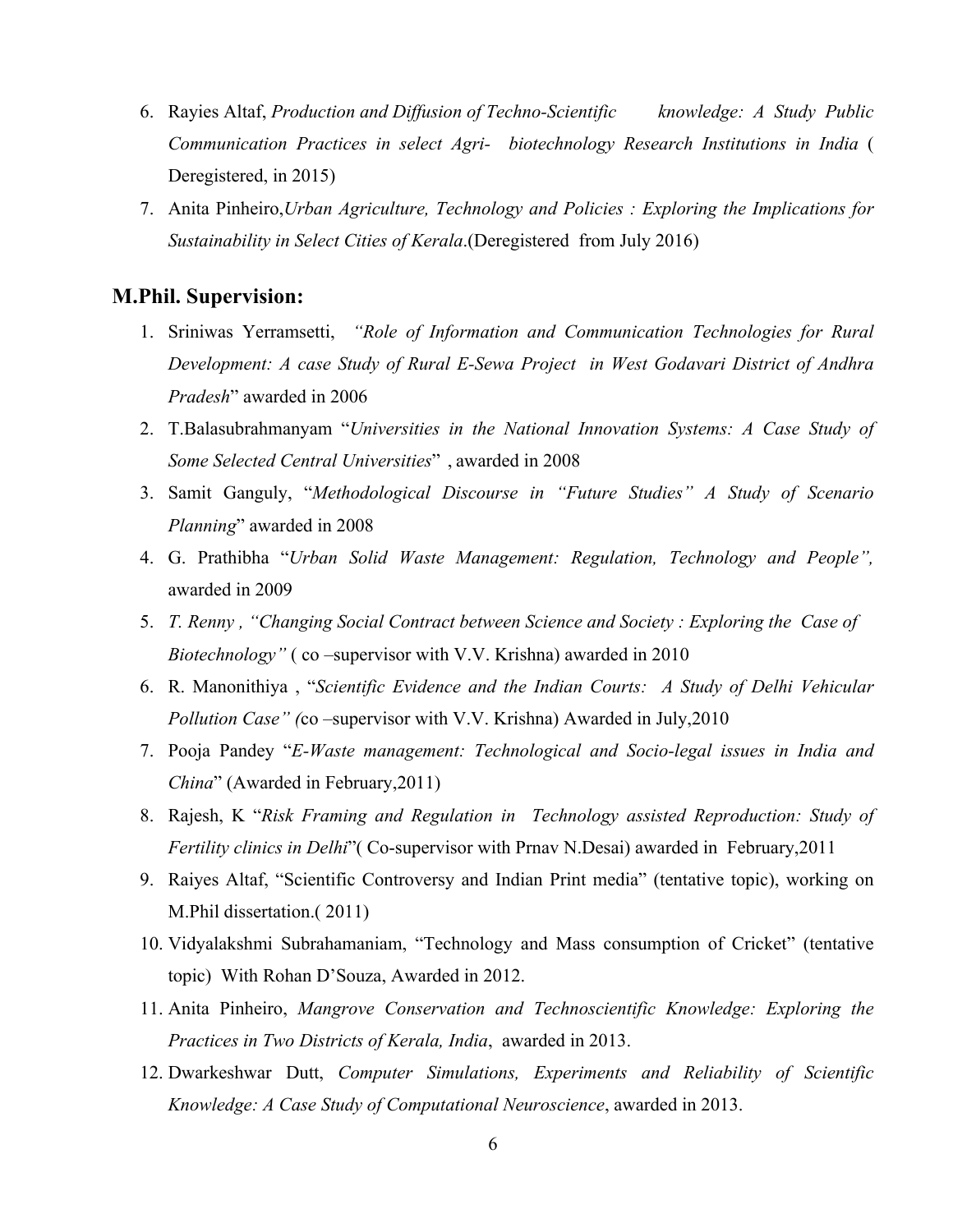6. Rayies Altaf, *Production and Diffusion of Techno-Scientific knowledge: A Study Public Communication Practices in select Agri- biotechnology Research Institutions in India* ( Deregistered, in 2015)
7. Anita Pinheiro,*Urban Agriculture, Technology and Policies : Exploring the Implications for Sustainability in Select Cities of Kerala*.(Deregistered from July 2016)

## M.Phil. Supervision:

1. Sriniwas Yerramsetti, *"Role of Information and Communication Technologies for Rural Development: A case Study of Rural E-Sewa Project in West Godavari District of Andhra Pradesh*" awarded in 2006
2. T.Balasubrahmanyam "*Universities in the National Innovation Systems: A Case Study of Some Selected Central Universities*" , awarded in 2008
3. Samit Ganguly, "*Methodological Discourse in "Future Studies" A Study of Scenario Planning*" awarded in 2008
4. G. Prathibha "*Urban Solid Waste Management: Regulation, Technology and People",* awarded in 2009
5. *T. Renny , "Changing Social Contract between Science and Society : Exploring the Case of Biotechnology"* ( co –supervisor with V.V. Krishna) awarded in 2010
6. R. Manonithiya , "*Scientific Evidence and the Indian Courts: A Study of Delhi Vehicular Pollution Case" (*co –supervisor with V.V. Krishna) Awarded in July,2010
7. Pooja Pandey "*E-Waste management: Technological and Socio-legal issues in India and China*" (Awarded in February,2011)
8. Rajesh, K "*Risk Framing and Regulation in Technology assisted Reproduction: Study of Fertility clinics in Delhi*"( Co-supervisor with Prnav N.Desai) awarded in February,2011
9. Raiyes Altaf, "Scientific Controversy and Indian Print media" (tentative topic), working on M.Phil dissertation.( 2011)
10. Vidyalakshmi Subrahamaniam, "Technology and Mass consumption of Cricket" (tentative topic) With Rohan D'Souza, Awarded in 2012.
11. Anita Pinheiro, *Mangrove Conservation and Technoscientific Knowledge: Exploring the Practices in Two Districts of Kerala, India*, awarded in 2013.
12. Dwarkeshwar Dutt, *Computer Simulations, Experiments and Reliability of Scientific Knowledge: A Case Study of Computational Neuroscience*, awarded in 2013.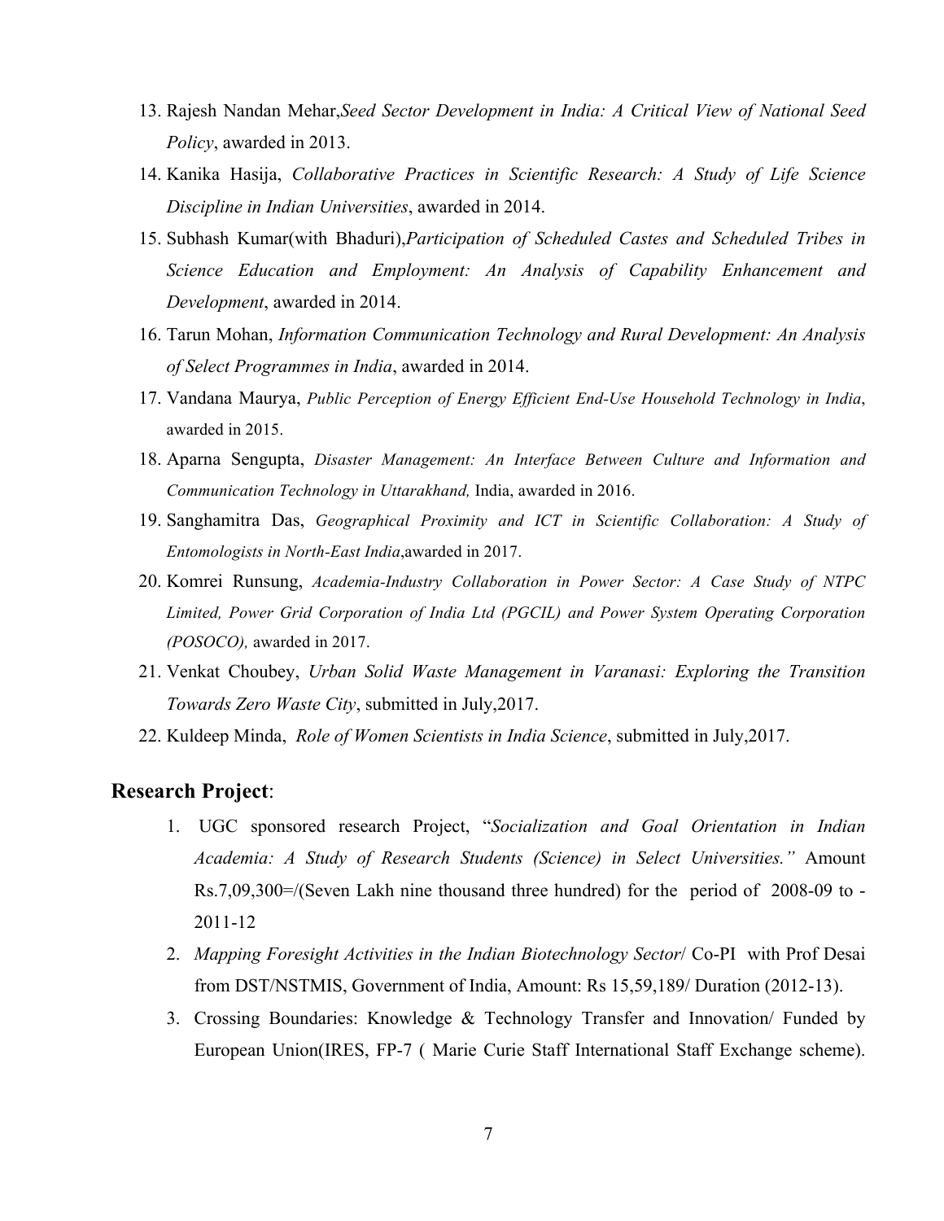13. Rajesh Nandan Mehar,*Seed Sector Development in India: A Critical View of National Seed Policy*, awarded in 2013.
14. Kanika Hasija, *Collaborative Practices in Scientific Research: A Study of Life Science Discipline in Indian Universities*, awarded in 2014.
15. Subhash Kumar(with Bhaduri),*Participation of Scheduled Castes and Scheduled Tribes in Science Education and Employment: An Analysis of Capability Enhancement and Development*, awarded in 2014.
16. Tarun Mohan, *Information Communication Technology and Rural Development: An Analysis of Select Programmes in India*, awarded in 2014.
17. Vandana Maurya, *Public Perception of Energy Efficient End-Use Household Technology in India*, awarded in 2015.
18. Aparna Sengupta, *Disaster Management: An Interface Between Culture and Information and Communication Technology in Uttarakhand,* India, awarded in 2016.
19. Sanghamitra Das, *Geographical Proximity and ICT in Scientific Collaboration: A Study of Entomologists in North-East India*,awarded in 2017.
20. Komrei Runsung, *Academia-Industry Collaboration in Power Sector: A Case Study of NTPC Limited, Power Grid Corporation of India Ltd (PGCIL) and Power System Operating Corporation (POSOCO),* awarded in 2017.
21. Venkat Choubey, *Urban Solid Waste Management in Varanasi: Exploring the Transition Towards Zero Waste City*, submitted in July,2017.
22. Kuldeep Minda, *Role of Women Scientists in India Science*, submitted in July,2017.

## **Research Project**:

1. UGC sponsored research Project, "*Socialization and Goal Orientation in Indian Academia: A Study of Research Students (Science) in Select Universities."* Amount Rs.7,09,300=/(Seven Lakh nine thousand three hundred) for the period of 2008-09 to -2011-12
2. *Mapping Foresight Activities in the Indian Biotechnology Sector*/ Co-PI with Prof Desai from DST/NSTMIS, Government of India, Amount: Rs 15,59,189/ Duration (2012-13).
3. Crossing Boundaries: Knowledge & Technology Transfer and Innovation/ Funded by European Union(IRES, FP-7 ( Marie Curie Staff International Staff Exchange scheme).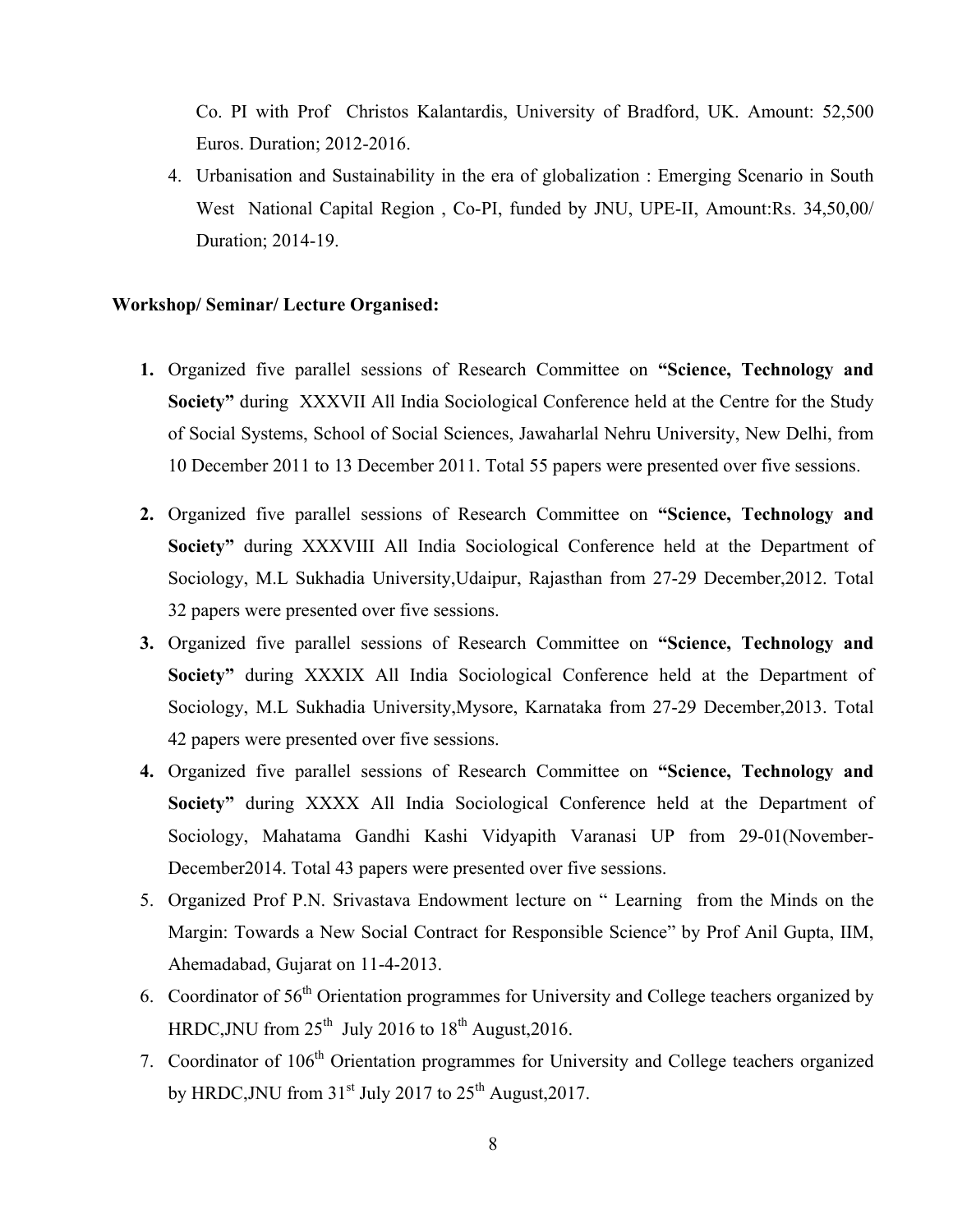Co. PI with Prof Christos Kalantardis, University of Bradford, UK. Amount: 52,500 Euros. Duration; 2012-2016.

4. Urbanisation and Sustainability in the era of globalization : Emerging Scenario in South West National Capital Region , Co-PI, funded by JNU, UPE-II, Amount:Rs. 34,50,00/ Duration; 2014-19.

**Workshop/ Seminar/ Lecture Organised:**

1. Organized five parallel sessions of Research Committee on **"Science, Technology and Society"** during XXXVII All India Sociological Conference held at the Centre for the Study of Social Systems, School of Social Sciences, Jawaharlal Nehru University, New Delhi, from 10 December 2011 to 13 December 2011. Total 55 papers were presented over five sessions.
2. Organized five parallel sessions of Research Committee on **"Science, Technology and Society"** during XXXVIII All India Sociological Conference held at the Department of Sociology, M.L Sukhadia University,Udaipur, Rajasthan from 27-29 December,2012. Total 32 papers were presented over five sessions.
3. Organized five parallel sessions of Research Committee on **"Science, Technology and Society"** during XXXIX All India Sociological Conference held at the Department of Sociology, M.L Sukhadia University,Mysore, Karnataka from 27-29 December,2013. Total 42 papers were presented over five sessions.
4. Organized five parallel sessions of Research Committee on **"Science, Technology and Society"** during XXXX All India Sociological Conference held at the Department of Sociology, Mahatama Gandhi Kashi Vidyapith Varanasi UP from 29-01(November-December2014. Total 43 papers were presented over five sessions.
5. Organized Prof P.N. Srivastava Endowment lecture on " Learning from the Minds on the Margin: Towards a New Social Contract for Responsible Science" by Prof Anil Gupta, IIM, Ahemadabad, Gujarat on 11-4-2013.
6. Coordinator of 56th Orientation programmes for University and College teachers organized by HRDC,JNU from 25th July 2016 to 18th August,2016.
7. Coordinator of 106th Orientation programmes for University and College teachers organized by HRDC,JNU from 31st July 2017 to 25th August,2017.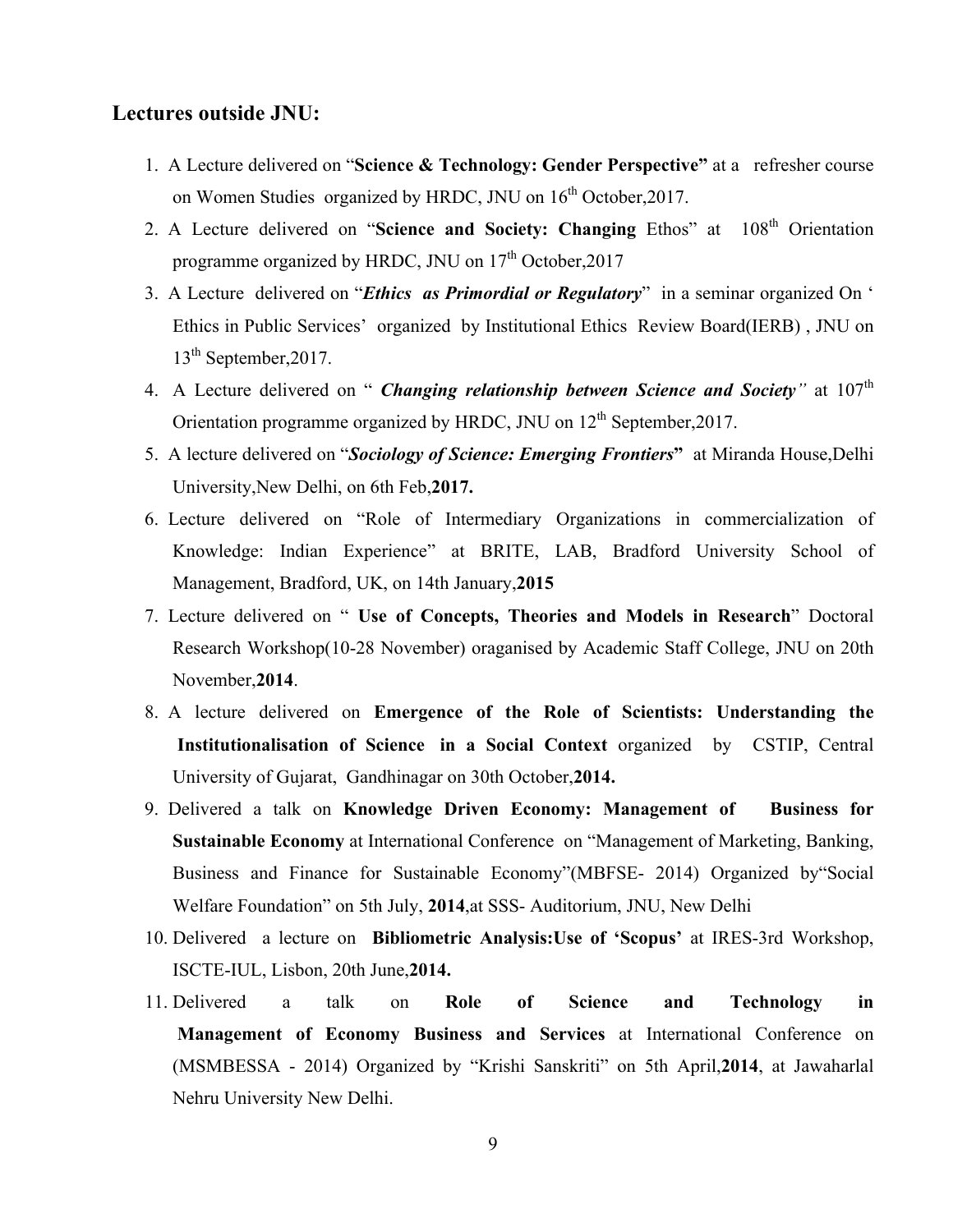## Lectures outside JNU:

1. A Lecture delivered on "**Science & Technology: Gender Perspective"** at a refresher course on Women Studies organized by HRDC, JNU on 16th October,2017.
2. A Lecture delivered on "**Science and Society: Changing** Ethos" at 108th Orientation programme organized by HRDC, JNU on 17th October,2017
3. A Lecture delivered on "***Ethics as Primordial or Regulatory***" in a seminar organized On ' Ethics in Public Services' organized by Institutional Ethics Review Board(IERB) , JNU on 13th September,2017.
4. A Lecture delivered on " ***Changing relationship between Science and Society"*** at 107th Orientation programme organized by HRDC, JNU on 12th September,2017.
5. A lecture delivered on "***Sociology of Science: Emerging Frontiers*"** at Miranda House,Delhi University,New Delhi, on 6th Feb,**2017.**
6. Lecture delivered on "Role of Intermediary Organizations in commercialization of Knowledge: Indian Experience" at BRITE, LAB, Bradford University School of Management, Bradford, UK, on 14th January,**2015**
7. Lecture delivered on " **Use of Concepts, Theories and Models in Research**" Doctoral Research Workshop(10-28 November) oraganised by Academic Staff College, JNU on 20th November,**2014**.
8. A lecture delivered on **Emergence of the Role of Scientists: Understanding the Institutionalisation of Science in a Social Context** organized by CSTIP, Central University of Gujarat, Gandhinagar on 30th October,**2014.**
9. Delivered a talk on **Knowledge Driven Economy: Management of Business for Sustainable Economy** at International Conference on "Management of Marketing, Banking, Business and Finance for Sustainable Economy"(MBFSE- 2014) Organized by"Social Welfare Foundation" on 5th July, **2014**,at SSS- Auditorium, JNU, New Delhi
10. Delivered a lecture on **Bibliometric Analysis:Use of 'Scopus'** at IRES-3rd Workshop, ISCTE-IUL, Lisbon, 20th June,**2014.**
11. Delivered a talk on **Role of Science and Technology in Management of Economy Business and Services** at International Conference on (MSMBESSA - 2014) Organized by "Krishi Sanskriti" on 5th April,**2014**, at Jawaharlal Nehru University New Delhi.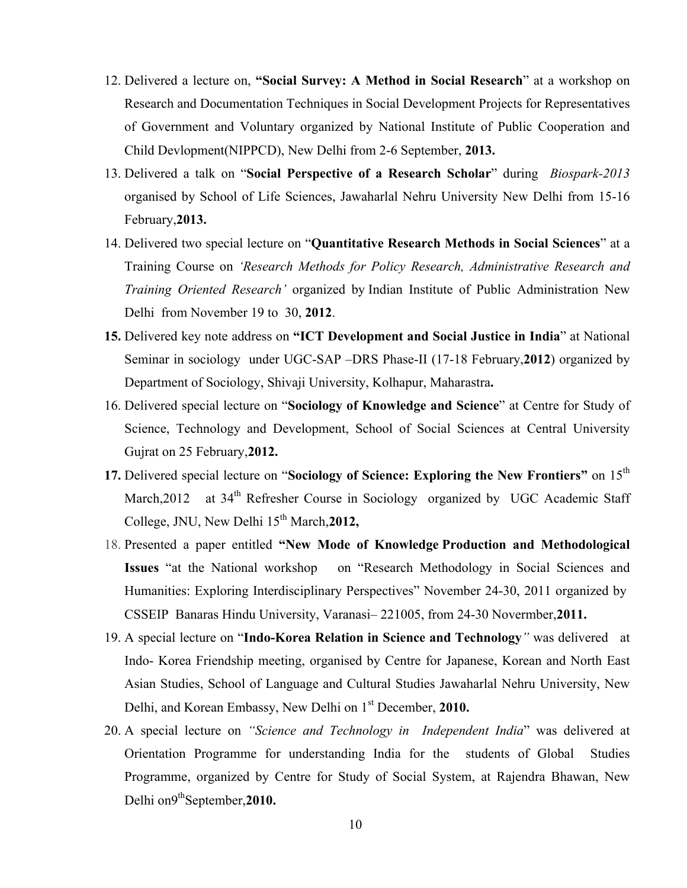12. Delivered a lecture on, **"Social Survey: A Method in Social Research**" at a workshop on Research and Documentation Techniques in Social Development Projects for Representatives of Government and Voluntary organized by National Institute of Public Cooperation and Child Devlopment(NIPPCD), New Delhi from 2-6 September, **2013.**
13. Delivered a talk on "**Social Perspective of a Research Scholar**" during *Biospark-2013* organised by School of Life Sciences, Jawaharlal Nehru University New Delhi from 15-16 February,**2013.**
14. Delivered two special lecture on "**Quantitative Research Methods in Social Sciences**" at a Training Course on *'Research Methods for Policy Research, Administrative Research and Training Oriented Research'* organized by Indian Institute of Public Administration New Delhi from November 19 to 30, **2012**.
15. Delivered key note address on **"ICT Development and Social Justice in India**" at National Seminar in sociology under UGC-SAP –DRS Phase-II (17-18 February,**2012**) organized by Department of Sociology, Shivaji University, Kolhapur, Maharastra**.**
16. Delivered special lecture on "**Sociology of Knowledge and Science**" at Centre for Study of Science, Technology and Development, School of Social Sciences at Central University Gujrat on 25 February,**2012.**
17. Delivered special lecture on "**Sociology of Science: Exploring the New Frontiers"** on 15th March,2012 at 34th Refresher Course in Sociology organized by UGC Academic Staff College, JNU, New Delhi 15th March,**2012,**
18. Presented a paper entitled **"New Mode of Knowledge Production and Methodological Issues** "at the National workshop on "Research Methodology in Social Sciences and Humanities: Exploring Interdisciplinary Perspectives" November 24-30, 2011 organized by CSSEIP Banaras Hindu University, Varanasi– 221005, from 24-30 Novermber,**2011.**
19. A special lecture on "**Indo-Korea Relation in Science and Technology***"* was delivered at Indo- Korea Friendship meeting, organised by Centre for Japanese, Korean and North East Asian Studies, School of Language and Cultural Studies Jawaharlal Nehru University, New Delhi, and Korean Embassy, New Delhi on 1st December, **2010.**
20. A special lecture on *"Science and Technology in Independent India*" was delivered at Orientation Programme for understanding India for the students of Global Studies Programme, organized by Centre for Study of Social System, at Rajendra Bhawan, New Delhi on9thSeptember,**2010.**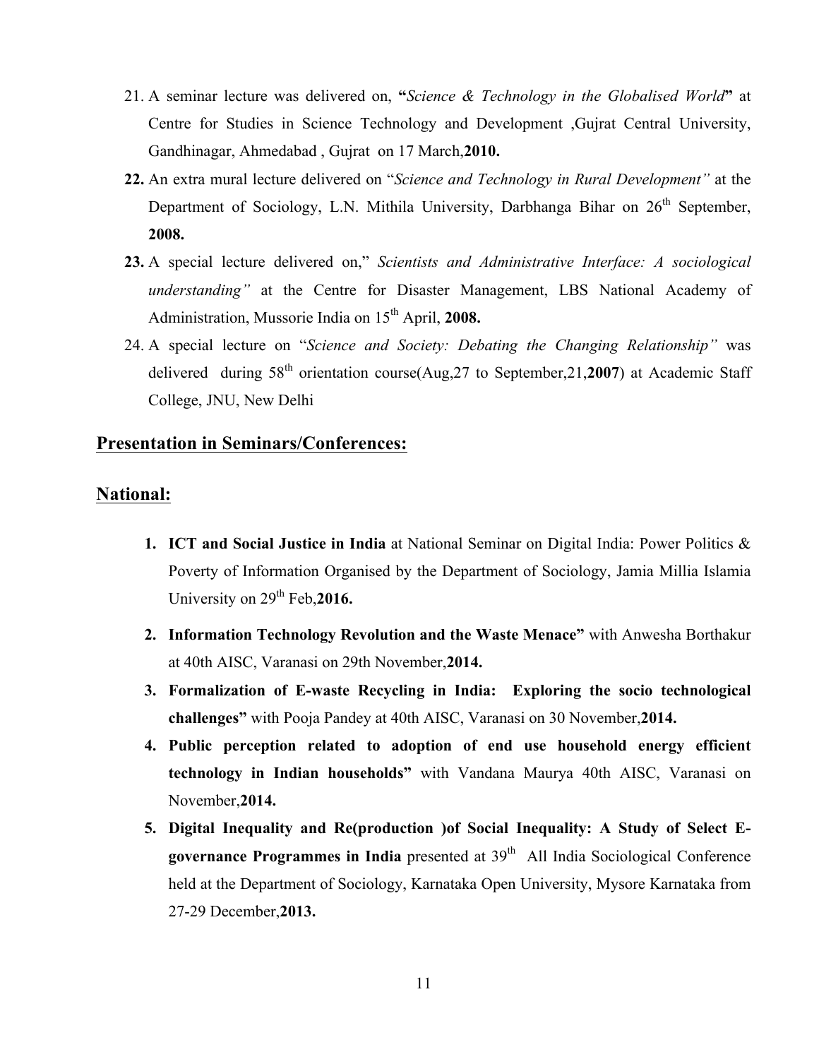21. A seminar lecture was delivered on, **"***Science & Technology in the Globalised World***"** at Centre for Studies in Science Technology and Development ,Gujrat Central University, Gandhinagar, Ahmedabad , Gujrat on 17 March,**2010.**
22. An extra mural lecture delivered on "*Science and Technology in Rural Development"* at the Department of Sociology, L.N. Mithila University, Darbhanga Bihar on 26th September, **2008.**
23. A special lecture delivered on," *Scientists and Administrative Interface: A sociological understanding"* at the Centre for Disaster Management, LBS National Academy of Administration, Mussorie India on 15th April, **2008.**
24. A special lecture on "*Science and Society: Debating the Changing Relationship"* was delivered during 58th orientation course(Aug,27 to September,21,**2007**) at Academic Staff College, JNU, New Delhi

## Presentation in Seminars/Conferences:

## National:

1. **ICT and Social Justice in India** at National Seminar on Digital India: Power Politics & Poverty of Information Organised by the Department of Sociology, Jamia Millia Islamia University on 29th Feb,**2016.**
2. **Information Technology Revolution and the Waste Menace"** with Anwesha Borthakur at 40th AISC, Varanasi on 29th November,**2014.**
3. **Formalization of E-waste Recycling in India: Exploring the socio technological challenges"** with Pooja Pandey at 40th AISC, Varanasi on 30 November,**2014.**
4. **Public perception related to adoption of end use household energy efficient technology in Indian households"** with Vandana Maurya 40th AISC, Varanasi on November,**2014.**
5. **Digital Inequality and Re(production )of Social Inequality: A Study of Select E-governance Programmes in India** presented at 39th All India Sociological Conference held at the Department of Sociology, Karnataka Open University, Mysore Karnataka from 27-29 December,**2013.**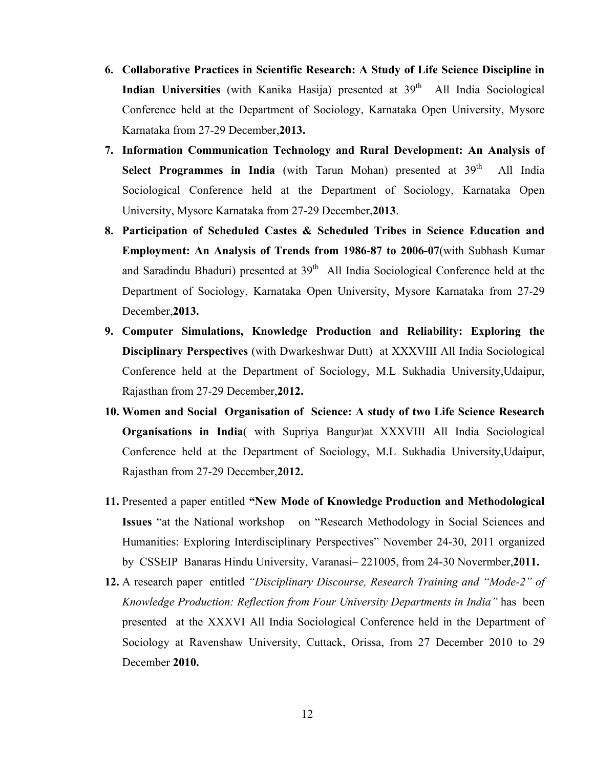6. **Collaborative Practices in Scientific Research: A Study of Life Science Discipline in Indian Universities** (with Kanika Hasija) presented at 39th All India Sociological Conference held at the Department of Sociology, Karnataka Open University, Mysore Karnataka from 27-29 December,**2013.**
7. **Information Communication Technology and Rural Development: An Analysis of Select Programmes in India** (with Tarun Mohan) presented at 39th All India Sociological Conference held at the Department of Sociology, Karnataka Open University, Mysore Karnataka from 27-29 December,**2013**.
8. **Participation of Scheduled Castes & Scheduled Tribes in Science Education and Employment: An Analysis of Trends from 1986-87 to 2006-07**(with Subhash Kumar and Saradindu Bhaduri) presented at 39th All India Sociological Conference held at the Department of Sociology, Karnataka Open University, Mysore Karnataka from 27-29 December,**2013.**
9. **Computer Simulations, Knowledge Production and Reliability: Exploring the Disciplinary Perspectives** (with Dwarkeshwar Dutt) at XXXVIII All India Sociological Conference held at the Department of Sociology, M.L Sukhadia University,Udaipur, Rajasthan from 27-29 December,**2012.**
10. **Women and Social Organisation of Science: A study of two Life Science Research Organisations in India**( with Supriya Bangur)at XXXVIII All India Sociological Conference held at the Department of Sociology, M.L Sukhadia University,Udaipur, Rajasthan from 27-29 December,**2012.**
11. Presented a paper entitled **"New Mode of Knowledge Production and Methodological Issues** "at the National workshop on "Research Methodology in Social Sciences and Humanities: Exploring Interdisciplinary Perspectives" November 24-30, 2011 organized by CSSEIP Banaras Hindu University, Varanasi– 221005, from 24-30 Novermber,**2011.**
12. A research paper entitled *"Disciplinary Discourse, Research Training and "Mode-2" of Knowledge Production: Reflection from Four University Departments in India"* has been presented at the XXXVI All India Sociological Conference held in the Department of Sociology at Ravenshaw University, Cuttack, Orissa, from 27 December 2010 to 29 December **2010.**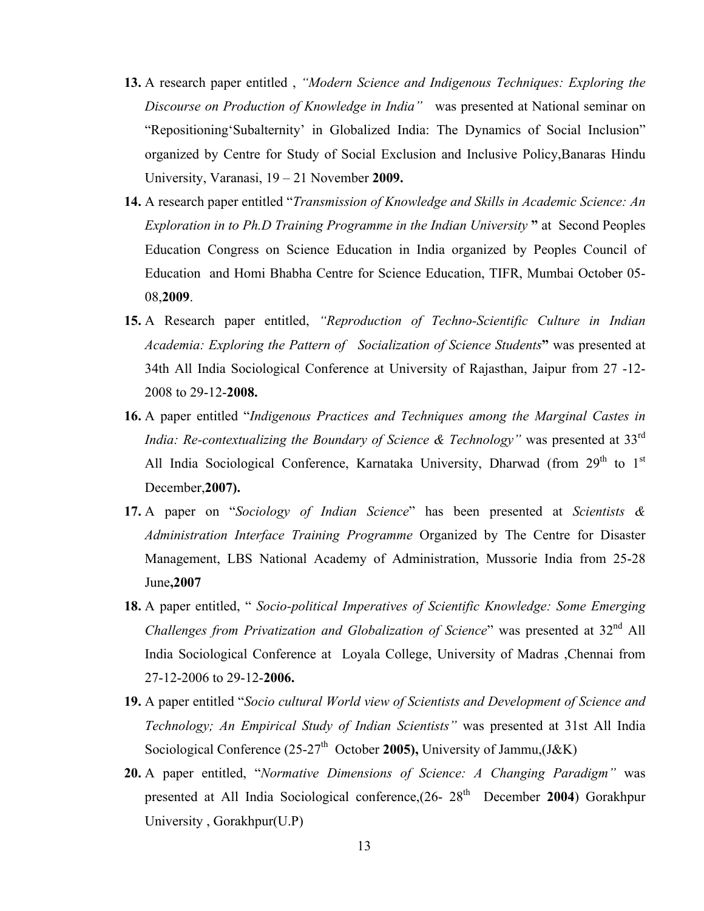13. A research paper entitled , *"Modern Science and Indigenous Techniques: Exploring the Discourse on Production of Knowledge in India"* was presented at National seminar on "Repositioning'Subalternity' in Globalized India: The Dynamics of Social Inclusion" organized by Centre for Study of Social Exclusion and Inclusive Policy,Banaras Hindu University, Varanasi, 19 – 21 November **2009.**
14. A research paper entitled "*Transmission of Knowledge and Skills in Academic Science: An Exploration in to Ph.D Training Programme in the Indian University* **"** at Second Peoples Education Congress on Science Education in India organized by Peoples Council of Education and Homi Bhabha Centre for Science Education, TIFR, Mumbai October 05-08,**2009**.
15. A Research paper entitled, *"Reproduction of Techno-Scientific Culture in Indian Academia: Exploring the Pattern of Socialization of Science Students***"** was presented at 34th All India Sociological Conference at University of Rajasthan, Jaipur from 27 -12-2008 to 29-12-**2008.**
16. A paper entitled "*Indigenous Practices and Techniques among the Marginal Castes in India: Re-contextualizing the Boundary of Science & Technology"* was presented at 33rd All India Sociological Conference, Karnataka University, Dharwad (from 29th to 1st December,**2007).**
17. A paper on "*Sociology of Indian Science*" has been presented at *Scientists & Administration Interface Training Programme* Organized by The Centre for Disaster Management, LBS National Academy of Administration, Mussorie India from 25-28 June**,2007**
18. A paper entitled, " *Socio-political Imperatives of Scientific Knowledge: Some Emerging Challenges from Privatization and Globalization of Science*" was presented at 32nd All India Sociological Conference at Loyala College, University of Madras ,Chennai from 27-12-2006 to 29-12-**2006.**
19. A paper entitled "*Socio cultural World view of Scientists and Development of Science and Technology; An Empirical Study of Indian Scientists"* was presented at 31st All India Sociological Conference (25-27th October **2005),** University of Jammu,(J&K)
20. A paper entitled, "*Normative Dimensions of Science: A Changing Paradigm"* was presented at All India Sociological conference,(26- 28th December **2004**) Gorakhpur University , Gorakhpur(U.P)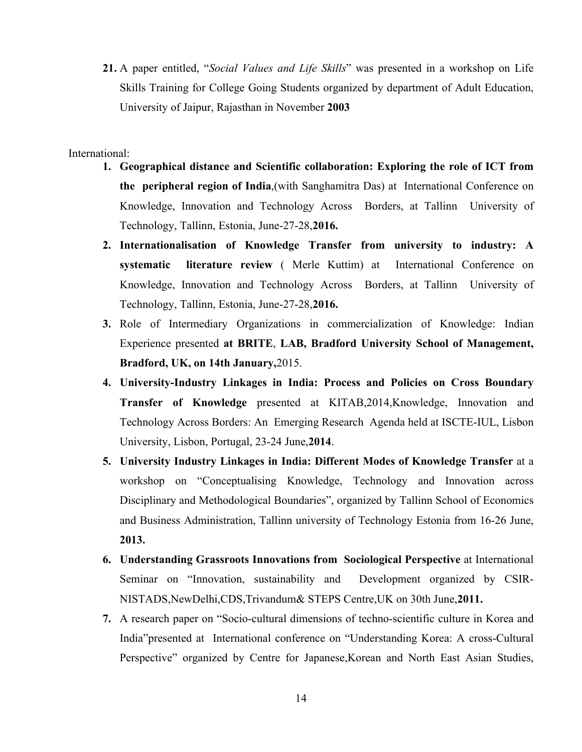21. A paper entitled, "*Social Values and Life Skills*" was presented in a workshop on Life Skills Training for College Going Students organized by department of Adult Education, University of Jaipur, Rajasthan in November **2003**

International:

1. **Geographical distance and Scientific collaboration: Exploring the role of ICT from the peripheral region of India**,(with Sanghamitra Das) at International Conference on Knowledge, Innovation and Technology Across Borders, at Tallinn University of Technology, Tallinn, Estonia, June-27-28,**2016.**
2. **Internationalisation of Knowledge Transfer from university to industry: A systematic literature review** ( Merle Kuttim) at International Conference on Knowledge, Innovation and Technology Across Borders, at Tallinn University of Technology, Tallinn, Estonia, June-27-28,**2016.**
3. Role of Intermediary Organizations in commercialization of Knowledge: Indian Experience presented **at BRITE**, **LAB, Bradford University School of Management, Bradford, UK, on 14th January,**2015.
4. **University-Industry Linkages in India: Process and Policies on Cross Boundary Transfer of Knowledge** presented at KITAB,2014,Knowledge, Innovation and Technology Across Borders: An Emerging Research Agenda held at ISCTE-IUL, Lisbon University, Lisbon, Portugal, 23-24 June,**2014**.
5. **University Industry Linkages in India: Different Modes of Knowledge Transfer** at a workshop on "Conceptualising Knowledge, Technology and Innovation across Disciplinary and Methodological Boundaries", organized by Tallinn School of Economics and Business Administration, Tallinn university of Technology Estonia from 16-26 June, **2013.**
6. **Understanding Grassroots Innovations from Sociological Perspective** at International Seminar on "Innovation, sustainability and Development organized by CSIR-NISTADS,NewDelhi,CDS,Trivandum& STEPS Centre,UK on 30th June,**2011.**
7. A research paper on "Socio-cultural dimensions of techno-scientific culture in Korea and India"presented at International conference on "Understanding Korea: A cross-Cultural Perspective" organized by Centre for Japanese,Korean and North East Asian Studies,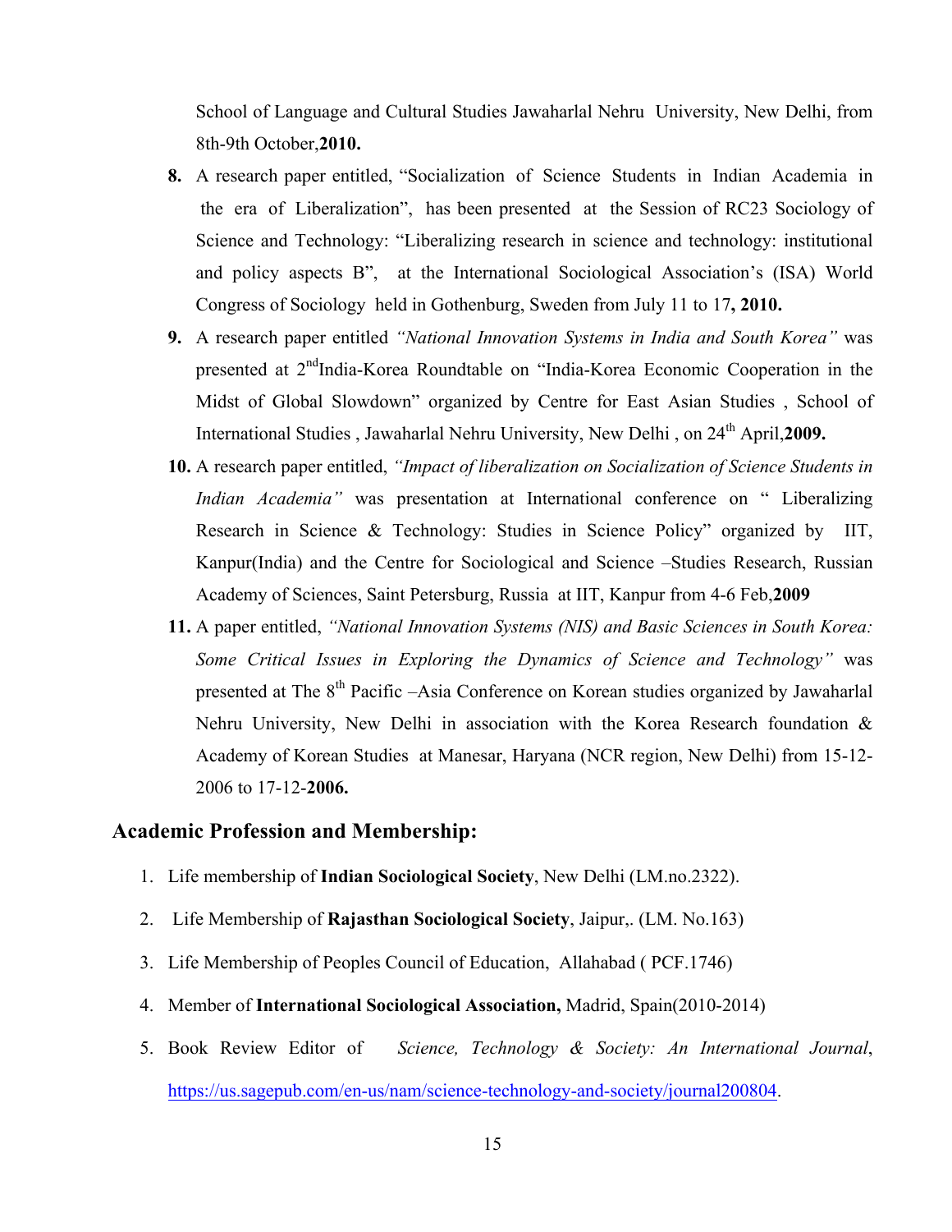School of Language and Cultural Studies Jawaharlal Nehru University, New Delhi, from 8th-9th October,**2010.**

8. A research paper entitled, "Socialization of Science Students in Indian Academia in the era of Liberalization", has been presented at the Session of RC23 Sociology of Science and Technology: "Liberalizing research in science and technology: institutional and policy aspects B", at the International Sociological Association's (ISA) World Congress of Sociology held in Gothenburg, Sweden from July 11 to 17**, 2010.**
9. A research paper entitled *"National Innovation Systems in India and South Korea"* was presented at 2nd India-Korea Roundtable on "India-Korea Economic Cooperation in the Midst of Global Slowdown" organized by Centre for East Asian Studies , School of International Studies , Jawaharlal Nehru University, New Delhi , on 24th April,**2009.**
10. A research paper entitled, *"Impact of liberalization on Socialization of Science Students in Indian Academia"* was presentation at International conference on " Liberalizing Research in Science & Technology: Studies in Science Policy" organized by IIT, Kanpur(India) and the Centre for Sociological and Science –Studies Research, Russian Academy of Sciences, Saint Petersburg, Russia at IIT, Kanpur from 4-6 Feb,**2009**
11. A paper entitled, *"National Innovation Systems (NIS) and Basic Sciences in South Korea: Some Critical Issues in Exploring the Dynamics of Science and Technology"* was presented at The 8th Pacific –Asia Conference on Korean studies organized by Jawaharlal Nehru University, New Delhi in association with the Korea Research foundation & Academy of Korean Studies at Manesar, Haryana (NCR region, New Delhi) from 15-12-2006 to 17-12-**2006.**

## Academic Profession and Membership:

1. Life membership of **Indian Sociological Society**, New Delhi (LM.no.2322).
2. Life Membership of **Rajasthan Sociological Society**, Jaipur,. (LM. No.163)
3. Life Membership of Peoples Council of Education, Allahabad ( PCF.1746)
4. Member of **International Sociological Association,** Madrid, Spain(2010-2014)
5. Book Review Editor of *Science, Technology & Society: An International Journal*, https://us.sagepub.com/en-us/nam/science-technology-and-society/journal200804.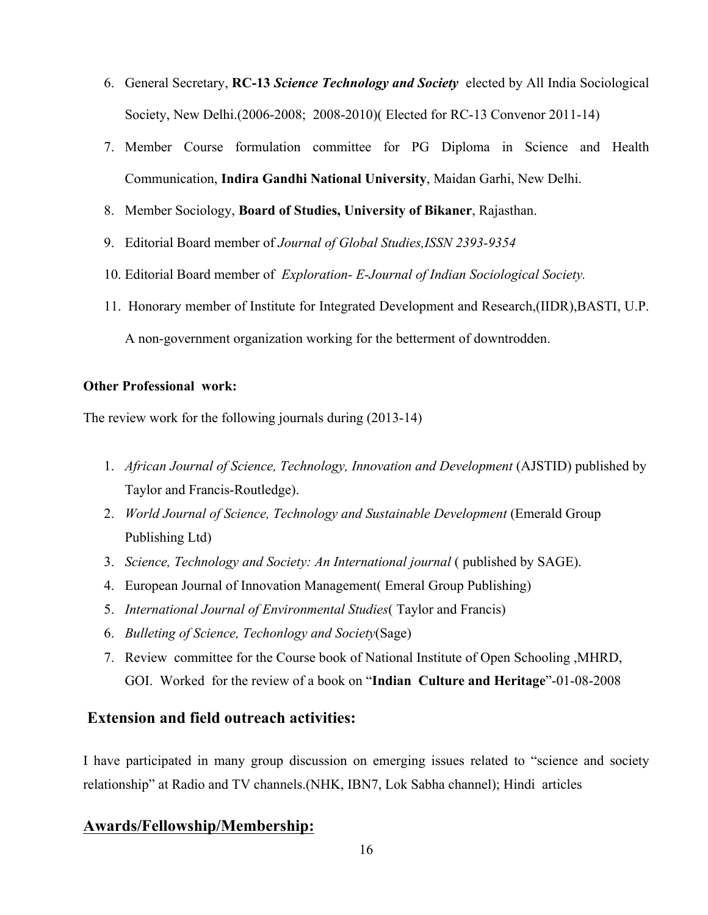6. General Secretary, **RC-13 *Science Technology and Society*** elected by All India Sociological Society, New Delhi.(2006-2008; 2008-2010)( Elected for RC-13 Convenor 2011-14)
7. Member Course formulation committee for PG Diploma in Science and Health Communication, **Indira Gandhi National University**, Maidan Garhi, New Delhi.
8. Member Sociology, **Board of Studies, University of Bikaner**, Rajasthan.
9. Editorial Board member of *Journal of Global Studies,ISSN 2393-9354*
10. Editorial Board member of *Exploration- E-Journal of Indian Sociological Society.*
11. Honorary member of Institute for Integrated Development and Research,(IIDR),BASTI, U.P. A non-government organization working for the betterment of downtrodden.

**Other Professional work:**

The review work for the following journals during (2013-14)

1. *African Journal of Science, Technology, Innovation and Development* (AJSTID) published by Taylor and Francis-Routledge).
2. *World Journal of Science, Technology and Sustainable Development* (Emerald Group Publishing Ltd)
3. *Science, Technology and Society: An International journal* ( published by SAGE).
4. European Journal of Innovation Management( Emeral Group Publishing)
5. *International Journal of Environmental Studies*( Taylor and Francis)
6. *Bulleting of Science, Techonlogy and Society*(Sage)
7. Review committee for the Course book of National Institute of Open Schooling ,MHRD, GOI. Worked for the review of a book on "**Indian Culture and Heritage**"-01-08-2008

## Extension and field outreach activities:

I have participated in many group discussion on emerging issues related to "science and society relationship" at Radio and TV channels.(NHK, IBN7, Lok Sabha channel); Hindi articles

## Awards/Fellowship/Membership: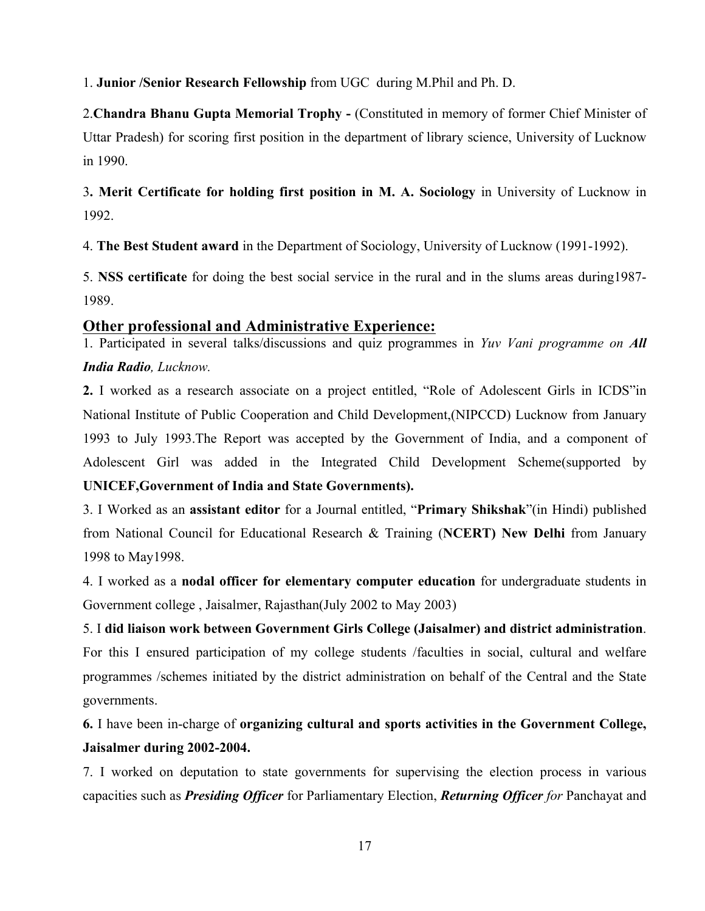1. **Junior /Senior Research Fellowship** from UGC during M.Phil and Ph. D.

2.**Chandra Bhanu Gupta Memorial Trophy -** (Constituted in memory of former Chief Minister of Uttar Pradesh) for scoring first position in the department of library science, University of Lucknow in 1990.

3**. Merit Certificate for holding first position in M. A. Sociology** in University of Lucknow in 1992.

4. **The Best Student award** in the Department of Sociology, University of Lucknow (1991-1992).

5. **NSS certificate** for doing the best social service in the rural and in the slums areas during1987-1989.

## Other professional and Administrative Experience:

1. Participated in several talks/discussions and quiz programmes in *Yuv Vani programme on **All India Radio**, Lucknow.*

**2.** I worked as a research associate on a project entitled, "Role of Adolescent Girls in ICDS"in National Institute of Public Cooperation and Child Development,(NIPCCD) Lucknow from January 1993 to July 1993.The Report was accepted by the Government of India, and a component of Adolescent Girl was added in the Integrated Child Development Scheme(supported by **UNICEF,Government of India and State Governments).**

3. I Worked as an **assistant editor** for a Journal entitled, "**Primary Shikshak**"(in Hindi) published from National Council for Educational Research & Training (**NCERT) New Delhi** from January 1998 to May1998.

4. I worked as a **nodal officer for elementary computer education** for undergraduate students in Government college , Jaisalmer, Rajasthan(July 2002 to May 2003)

5. I **did liaison work between Government Girls College (Jaisalmer) and district administration**. For this I ensured participation of my college students /faculties in social, cultural and welfare programmes /schemes initiated by the district administration on behalf of the Central and the State governments.

**6.** I have been in-charge of **organizing cultural and sports activities in the Government College, Jaisalmer during 2002-2004.**

7. I worked on deputation to state governments for supervising the election process in various capacities such as ***Presiding Officer*** for Parliamentary Election, ***Returning Officer*** *for* Panchayat and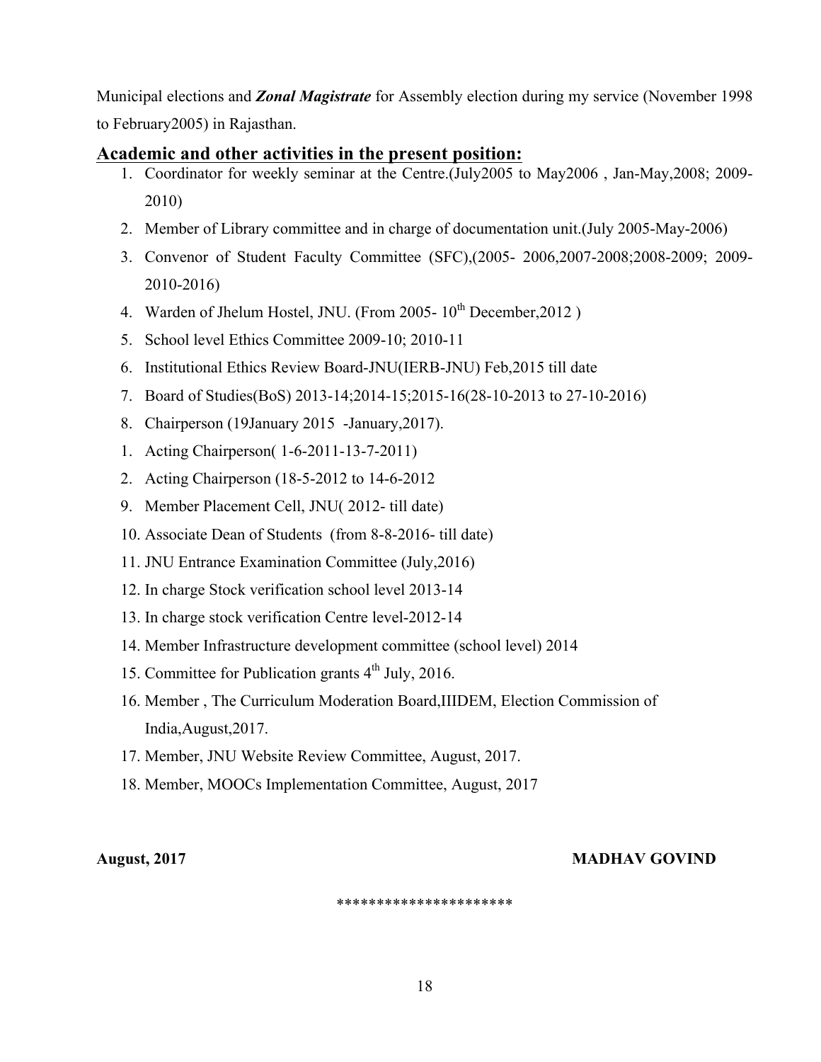Municipal elections and ***Zonal Magistrate*** for Assembly election during my service (November 1998 to February2005) in Rajasthan.

## Academic and other activities in the present position:

1. Coordinator for weekly seminar at the Centre.(July2005 to May2006 , Jan-May,2008; 2009-2010)
2. Member of Library committee and in charge of documentation unit.(July 2005-May-2006)
3. Convenor of Student Faculty Committee (SFC),(2005- 2006,2007-2008;2008-2009; 2009-2010-2016)
4. Warden of Jhelum Hostel, JNU. (From 2005- 10th December,2012 )
5. School level Ethics Committee 2009-10; 2010-11
6. Institutional Ethics Review Board-JNU(IERB-JNU) Feb,2015 till date
7. Board of Studies(BoS) 2013-14;2014-15;2015-16(28-10-2013 to 27-10-2016)
8. Chairperson (19January 2015 -January,2017).
   1. Acting Chairperson( 1-6-2011-13-7-2011)
   2. Acting Chairperson (18-5-2012 to 14-6-2012
9. Member Placement Cell, JNU( 2012- till date)
10. Associate Dean of Students (from 8-8-2016- till date)
11. JNU Entrance Examination Committee (July,2016)
12. In charge Stock verification school level 2013-14
13. In charge stock verification Centre level-2012-14
14. Member Infrastructure development committee (school level) 2014
15. Committee for Publication grants 4th July, 2016.
16. Member , The Curriculum Moderation Board,IIIDEM, Election Commission of India,August,2017.
17. Member, JNU Website Review Committee, August, 2017.
18. Member, MOOCs Implementation Committee, August, 2017

**August, 2017** **MADHAV GOVIND**

*********************